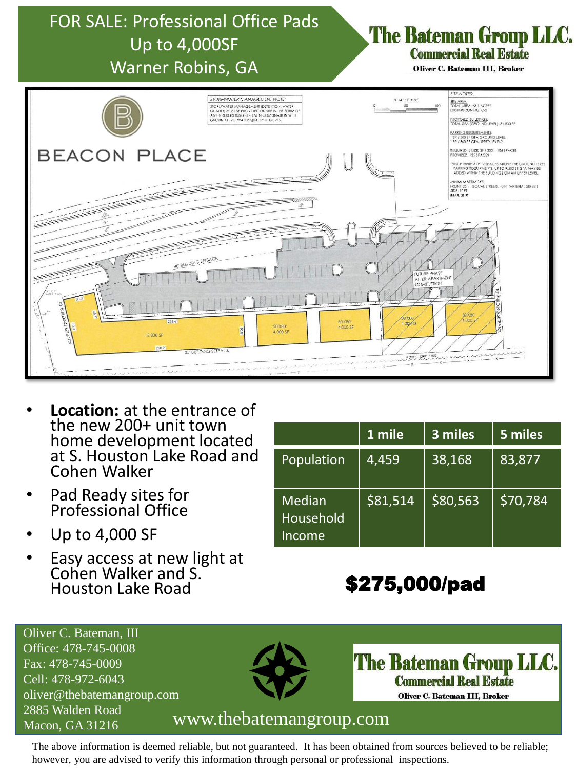# FOR SALE: Professional Office Pads
# Up to 4,000SF
# Warner Robins, GA

**The Bateman Group LLC.**
**Commercial Real Estate**
Oliver C. Bateman III, Broker

BEACON PLACE

STORMWATER MANAGEMENT NOTE:
STORMWATER MANAGEMENT (DETENTION, WATER QUALITY) MUST BE PROVIDED ON SITE IN THE FORM OF AN UNDERGROUND SYSTEM IN COMBINATION WITH GROUND LEVEL WATER QUALITY FEATURES.

SITE NOTES:
SITE AREA:
TOTAL AREA: ±3.1 ACRES
EXISTING ZONING: C-2

PROPOSED BUILDINGS:
TOTAL GFA (GROUND LEVEL): 31,830 SF

PARKING REQUIREMENTS:
1 SP / 300 SF GFA GROUND LEVEL
1 SP / 500 SF GFA UPPER LEVELS*

REQUIRED: 31,830 SF / 300 = 106 SPACES
PROVIDED: 125 SPACES

*SINCE THERE ARE 19 SPACES ABOVE THE GROUND LEVEL PARKING REQUIREMENTS, UP TO 9,500 SF GFA MAY BE ADDED WITHIN THE BUILDINGS ON AN UPPER LEVEL.

MINIMUM SETBACKS:
FRONT: 25 FT (LOCAL STREET), 40 FT (ARTERIAL STREET)
SIDE: 10 FT
REAR: 25 FT

- **Location:** at the entrance of the new 200+ unit town home development located at S. Houston Lake Road and Cohen Walker
- Pad Ready sites for Professional Office
- Up to 4,000 SF
- Easy access at new light at Cohen Walker and S. Houston Lake Road

| | 1 mile | 3 miles | 5 miles |
|---|---|---|---|
| Population | 4,459 | 38,168 | 83,877 |
| Median Household Income | $81,514 | $80,563 | $70,784 |

**$275,000/pad**

Oliver C. Bateman, III
Office: 478-745-0008
Fax: 478-745-0009
Cell: 478-972-6043
oliver@thebatemangroup.com
2885 Walden Road
Macon, GA 31216

www.thebatemangroup.com

The above information is deemed reliable, but not guaranteed. It has been obtained from sources believed to be reliable; however, you are advised to verify this information through personal or professional inspections.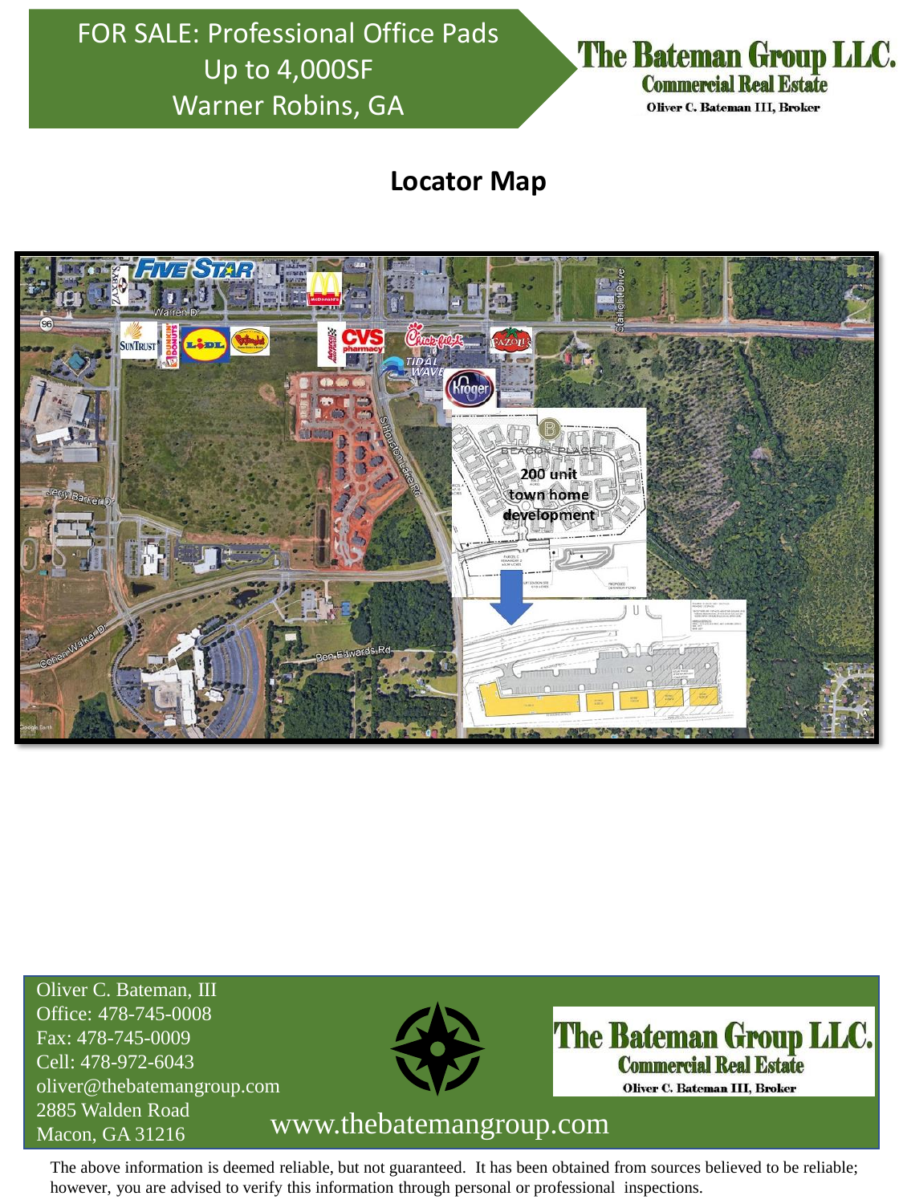FOR SALE: Professional Office Pads
Up to 4,000SF
Warner Robins, GA

The Bateman Group LLC.
Commercial Real Estate
Oliver C. Bateman III, Broker

## Locator Map

Oliver C. Bateman, III
Office: 478-745-0008
Fax: 478-745-0009
Cell: 478-972-6043
oliver@thebatemangroup.com
2885 Walden Road
Macon, GA 31216

The Bateman Group LLC.
Commercial Real Estate
Oliver C. Bateman III, Broker

www.thebatemangroup.com

The above information is deemed reliable, but not guaranteed. It has been obtained from sources believed to be reliable; however, you are advised to verify this information through personal or professional inspections.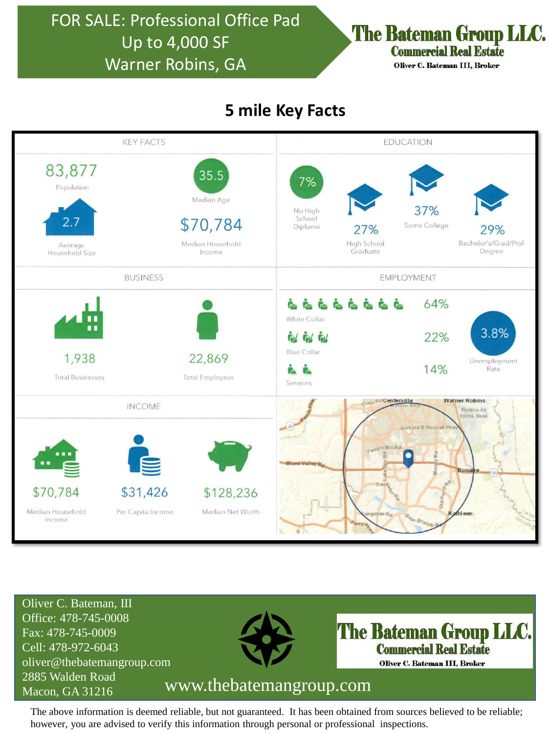FOR SALE: Professional Office Pad
Up to 4,000 SF
Warner Robins, GA

**The Bateman Group LLC.**
**Commercial Real Estate**
Oliver C. Bateman III, Broker

## 5 mile Key Facts

### KEY FACTS

83,877
Population

35.5
Median Age

2.7
Average Household Size

$70,784
Median Household Income

### EDUCATION

7%
No High School Diploma

27%
High School Graduate

37%
Some College

29%
Bachelor's/Grad/Prof Degree

### BUSINESS

1,938
Total Businesses

22,869
Total Employees

### EMPLOYMENT

White Collar 64%

Blue Collar 22%

Services 14%

3.8%
Unemployment Rate

### INCOME

$70,784
Median Household Income

$31,426
Per Capita Income

$128,236
Median Net Worth

Oliver C. Bateman, III
Office: 478-745-0008
Fax: 478-745-0009
Cell: 478-972-6043
oliver@thebatemangroup.com
2885 Walden Road
Macon, GA 31216

**The Bateman Group LLC.**
**Commercial Real Estate**
Oliver C. Bateman III, Broker

www.thebatemangroup.com

The above information is deemed reliable, but not guaranteed. It has been obtained from sources believed to be reliable; however, you are advised to verify this information through personal or professional inspections.